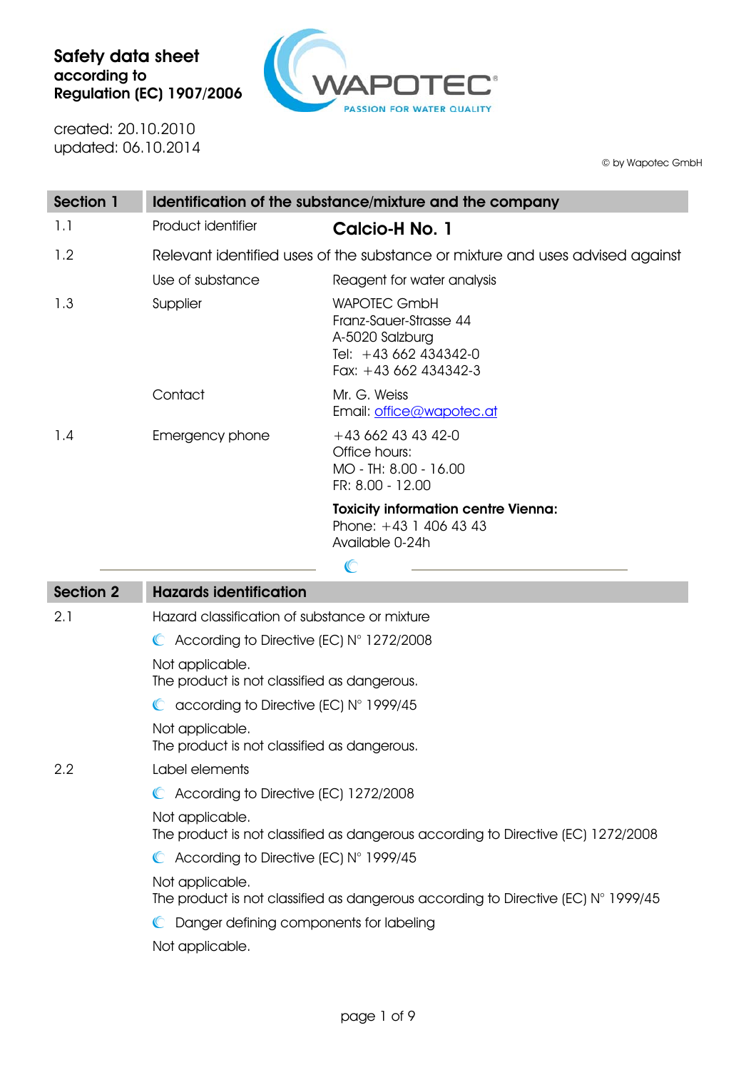**Safety data sheet**
**according to**
**Regulation (EC) 1907/2006**

created: 20.10.2010
updated: 06.10.2014

© by Wapotec GmbH

## Section 1 Identification of the substance/mixture and the company

| | | |
|---|---|---|
| 1.1 | Product identifier | **Calcio-H No. 1** |
| 1.2 | Relevant identified uses of the substance or mixture and uses advised against | |
| | Use of substance | Reagent for water analysis |
| 1.3 | Supplier | WAPOTEC GmbH<br>Franz-Sauer-Strasse 44<br>A-5020 Salzburg<br>Tel: +43 662 434342-0<br>Fax: +43 662 434342-3 |
| | Contact | Mr. G. Weiss<br>Email: office@wapotec.at |
| 1.4 | Emergency phone | +43 662 43 43 42-0<br>Office hours:<br>MO - TH: 8.00 - 16.00<br>FR: 8.00 - 12.00 |
| | | **Toxicity information centre Vienna:**<br>Phone: +43 1 406 43 43<br>Available 0-24h |

## Section 2 Hazards identification

**2.1** Hazard classification of substance or mixture

- According to Directive (EC) N° 1272/2008

Not applicable.
The product is not classified as dangerous.

- according to Directive (EC) N° 1999/45

Not applicable.
The product is not classified as dangerous.

**2.2** Label elements

- According to Directive (EC) 1272/2008

Not applicable.
The product is not classified as dangerous according to Directive (EC) 1272/2008

- According to Directive (EC) N° 1999/45

Not applicable.
The product is not classified as dangerous according to Directive (EC) N° 1999/45

- Danger defining components for labeling

Not applicable.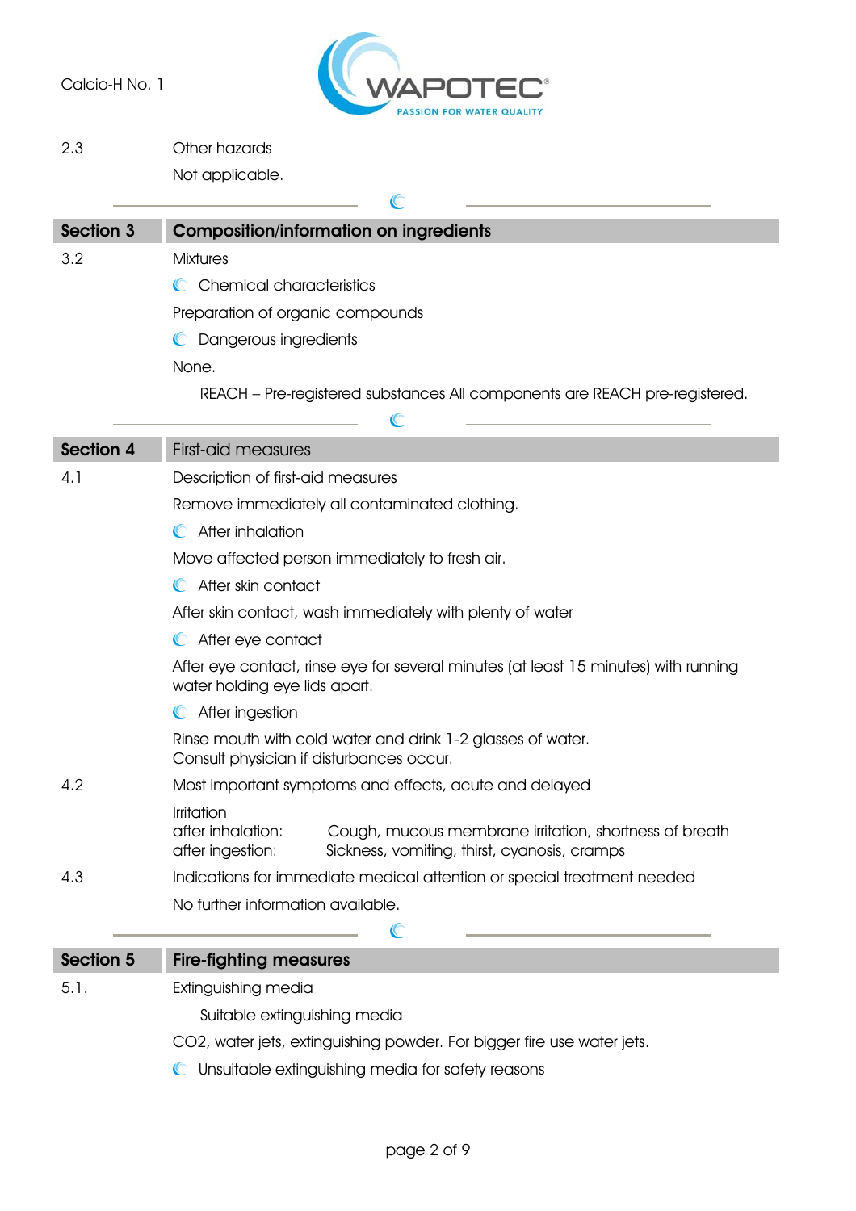2.3 Other hazards

Not applicable.

## Section 3 Composition/information on ingredients

3.2 Mixtures

- Chemical characteristics

Preparation of organic compounds

- Dangerous ingredients

None.

REACH – Pre-registered substances All components are REACH pre-registered.

## Section 4 First-aid measures

4.1 Description of first-aid measures

Remove immediately all contaminated clothing.

- After inhalation

Move affected person immediately to fresh air.

- After skin contact

After skin contact, wash immediately with plenty of water

- After eye contact

After eye contact, rinse eye for several minutes (at least 15 minutes) with running water holding eye lids apart.

- After ingestion

Rinse mouth with cold water and drink 1-2 glasses of water.
Consult physician if disturbances occur.

4.2 Most important symptoms and effects, acute and delayed

Irritation

after inhalation: Cough, mucous membrane irritation, shortness of breath
after ingestion: Sickness, vomiting, thirst, cyanosis, cramps

4.3 Indications for immediate medical attention or special treatment needed

No further information available.

## Section 5 Fire-fighting measures

5.1. Extinguishing media

Suitable extinguishing media

$CO_2$, water jets, extinguishing powder. For bigger fire use water jets.

- Unsuitable extinguishing media for safety reasons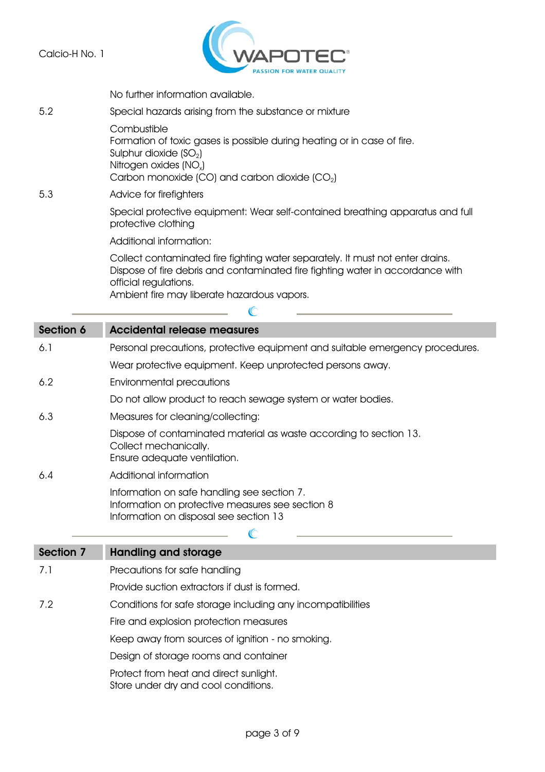No further information available.

5.2 Special hazards arising from the substance or mixture

Combustible
Formation of toxic gases is possible during heating or in case of fire.
Sulphur dioxide ($SO_2$)
Nitrogen oxides ($NO_x$)
Carbon monoxide (CO) and carbon dioxide ($CO_2$)

5.3 Advice for firefighters

Special protective equipment: Wear self-contained breathing apparatus and full protective clothing

Additional information:

Collect contaminated fire fighting water separately. It must not enter drains.
Dispose of fire debris and contaminated fire fighting water in accordance with official regulations.
Ambient fire may liberate hazardous vapors.

## Section 6 Accidental release measures

6.1 Personal precautions, protective equipment and suitable emergency procedures.

Wear protective equipment. Keep unprotected persons away.

6.2 Environmental precautions

Do not allow product to reach sewage system or water bodies.

6.3 Measures for cleaning/collecting:

Dispose of contaminated material as waste according to section 13.
Collect mechanically.
Ensure adequate ventilation.

6.4 Additional information

Information on safe handling see section 7.
Information on protective measures see section 8
Information on disposal see section 13

## Section 7 Handling and storage

7.1 Precautions for safe handling

Provide suction extractors if dust is formed.

7.2 Conditions for safe storage including any incompatibilities

Fire and explosion protection measures

Keep away from sources of ignition - no smoking.

Design of storage rooms and container

Protect from heat and direct sunlight.
Store under dry and cool conditions.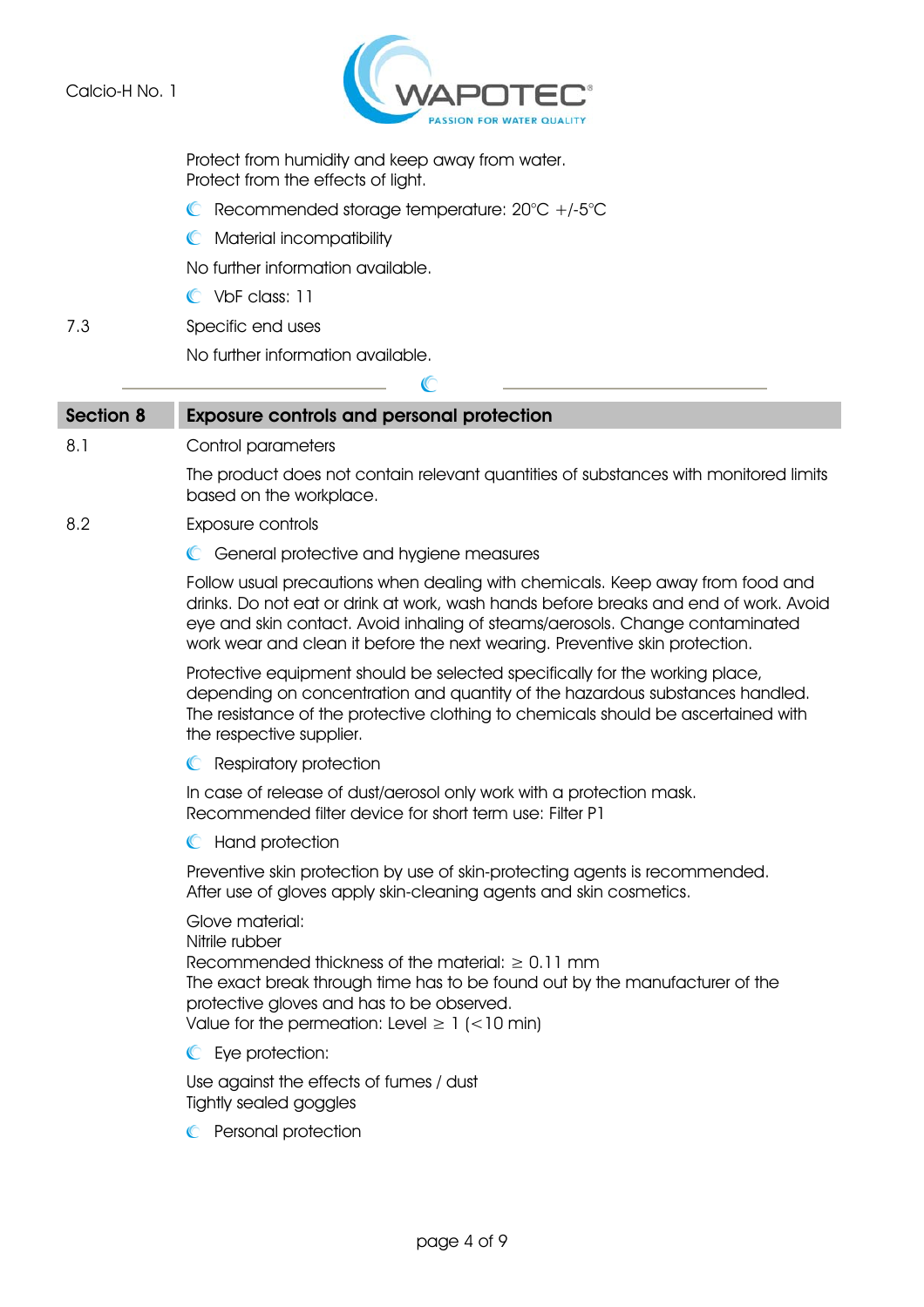Protect from humidity and keep away from water.
Protect from the effects of light.

- Recommended storage temperature: 20°C +/-5°C
- Material incompatibility

No further information available.

- VbF class: 11

7.3 Specific end uses

No further information available.

## Section 8 Exposure controls and personal protection

8.1 Control parameters

The product does not contain relevant quantities of substances with monitored limits based on the workplace.

8.2 Exposure controls

- General protective and hygiene measures

Follow usual precautions when dealing with chemicals. Keep away from food and drinks. Do not eat or drink at work, wash hands before breaks and end of work. Avoid eye and skin contact. Avoid inhaling of steams/aerosols. Change contaminated work wear and clean it before the next wearing. Preventive skin protection.

Protective equipment should be selected specifically for the working place, depending on concentration and quantity of the hazardous substances handled. The resistance of the protective clothing to chemicals should be ascertained with the respective supplier.

- Respiratory protection

In case of release of dust/aerosol only work with a protection mask.
Recommended filter device for short term use: Filter P1

- Hand protection

Preventive skin protection by use of skin-protecting agents is recommended.
After use of gloves apply skin-cleaning agents and skin cosmetics.

Glove material:
Nitrile rubber
Recommended thickness of the material: ≥ 0.11 mm
The exact break through time has to be found out by the manufacturer of the protective gloves and has to be observed.
Value for the permeation: Level ≥ 1 (<10 min)

- Eye protection:

Use against the effects of fumes / dust
Tightly sealed goggles

- Personal protection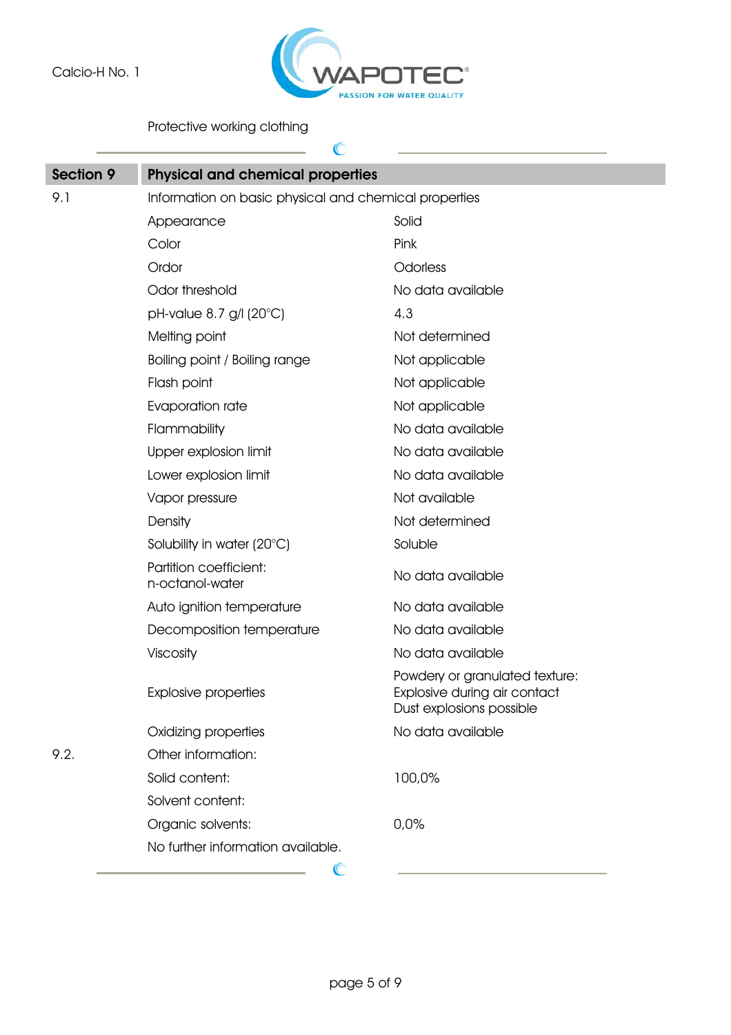Protective working clothing

## Section 9 Physical and chemical properties

9.1 Information on basic physical and chemical properties

| Property | Value |
|---|---|
| Appearance | Solid |
| Color | Pink |
| Ordor | Odorless |
| Odor threshold | No data available |
| pH-value 8.7 g/l (20°C) | 4.3 |
| Melting point | Not determined |
| Boiling point / Boiling range | Not applicable |
| Flash point | Not applicable |
| Evaporation rate | Not applicable |
| Flammability | No data available |
| Upper explosion limit | No data available |
| Lower explosion limit | No data available |
| Vapor pressure | Not available |
| Density | Not determined |
| Solubility in water (20°C) | Soluble |
| Partition coefficient: n-octanol-water | No data available |
| Auto ignition temperature | No data available |
| Decomposition temperature | No data available |
| Viscosity | No data available |
| Explosive properties | Powdery or granulated texture: Explosive during air contact Dust explosions possible |
| Oxidizing properties | No data available |

9.2. Other information:

| Property | Value |
|---|---|
| Solid content: | 100,0% |
| Solvent content: | |
| Organic solvents: | 0,0% |

No further information available.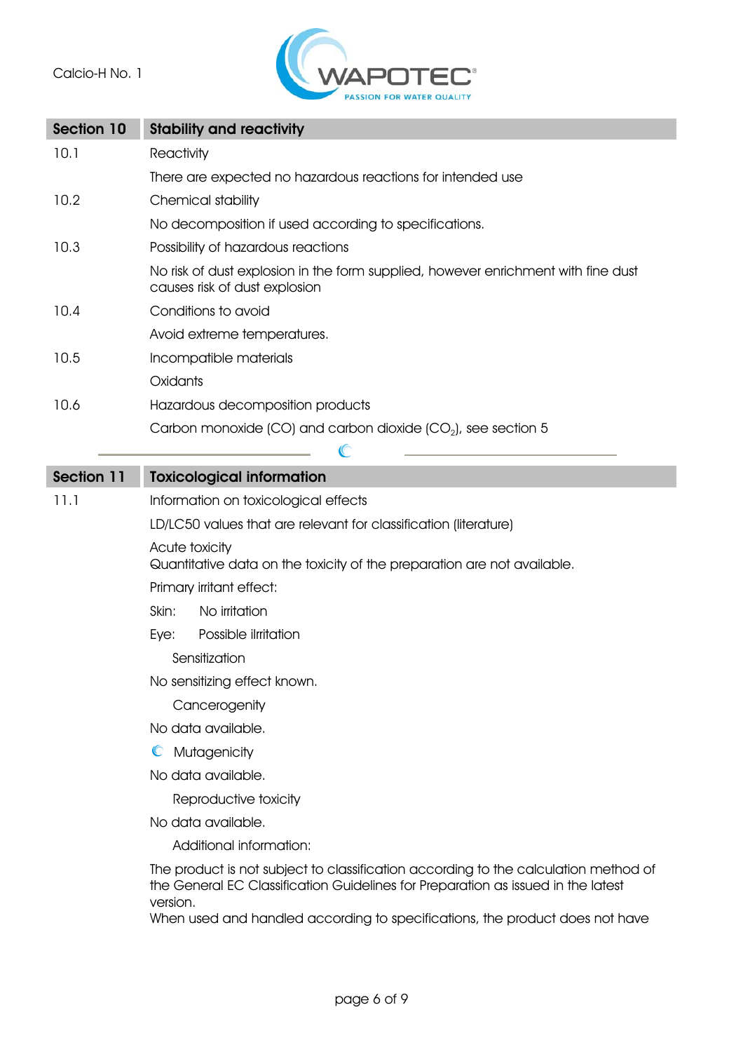## Section 10 Stability and reactivity

**10.1** Reactivity

There are expected no hazardous reactions for intended use

**10.2** Chemical stability

No decomposition if used according to specifications.

**10.3** Possibility of hazardous reactions

No risk of dust explosion in the form supplied, however enrichment with fine dust causes risk of dust explosion

**10.4** Conditions to avoid

Avoid extreme temperatures.

**10.5** Incompatible materials

Oxidants

**10.6** Hazardous decomposition products

Carbon monoxide (CO) and carbon dioxide ($CO_2$), see section 5

## Section 11 Toxicological information

**11.1** Information on toxicological effects

LD/LC50 values that are relevant for classification (literature)

Acute toxicity
Quantitative data on the toxicity of the preparation are not available.

Primary irritant effect:

Skin: No irritation

Eye: Possible ilrritation

Sensitization

No sensitizing effect known.

Cancerogenity

No data available.

Mutagenicity

No data available.

Reproductive toxicity

No data available.

Additional information:

The product is not subject to classification according to the calculation method of the General EC Classification Guidelines for Preparation as issued in the latest version.
When used and handled according to specifications, the product does not have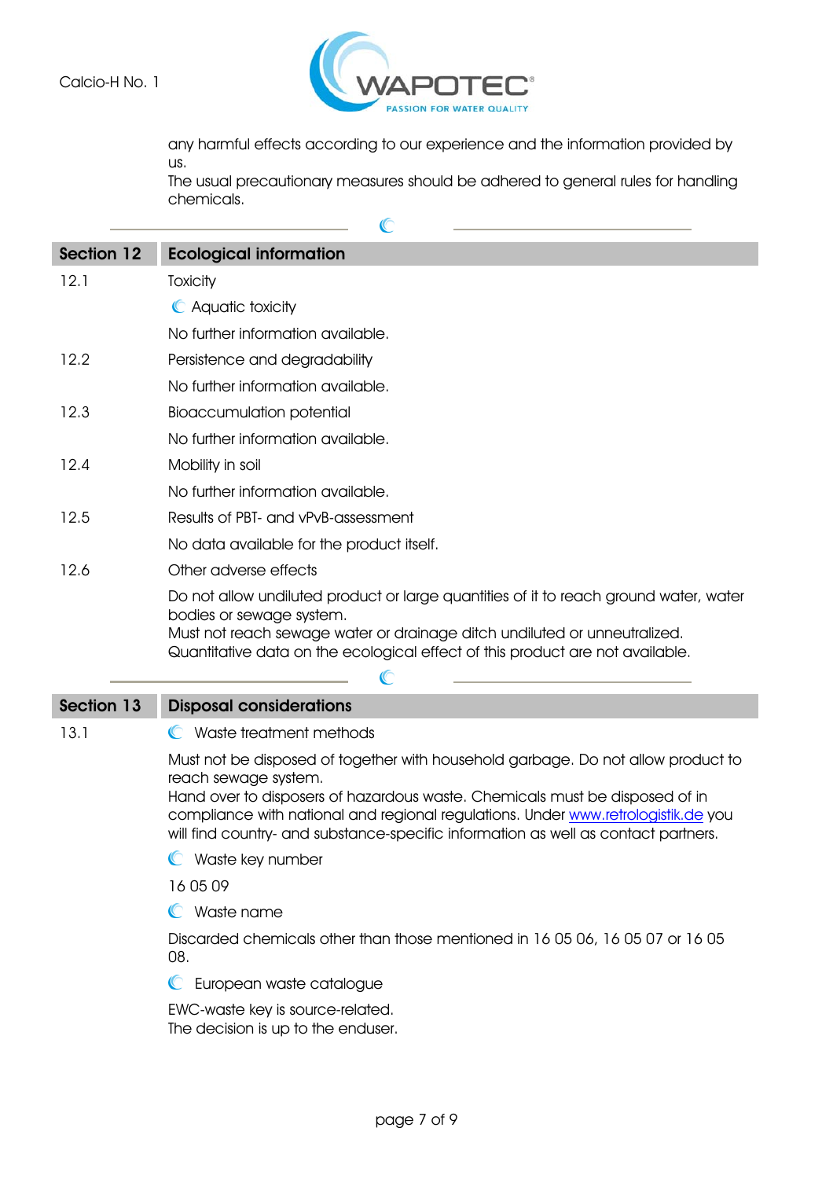any harmful effects according to our experience and the information provided by us.
The usual precautionary measures should be adhered to general rules for handling chemicals.

## Section 12 Ecological information

**12.1** Toxicity

Aquatic toxicity

No further information available.

**12.2** Persistence and degradability

No further information available.

**12.3** Bioaccumulation potential

No further information available.

**12.4** Mobility in soil

No further information available.

**12.5** Results of PBT- and vPvB-assessment

No data available for the product itself.

**12.6** Other adverse effects

Do not allow undiluted product or large quantities of it to reach ground water, water bodies or sewage system.
Must not reach sewage water or drainage ditch undiluted or unneutralized.
Quantitative data on the ecological effect of this product are not available.

## Section 13 Disposal considerations

**13.1** Waste treatment methods

Must not be disposed of together with household garbage. Do not allow product to reach sewage system.
Hand over to disposers of hazardous waste. Chemicals must be disposed of in compliance with national and regional regulations. Under www.retrologistik.de you will find country- and substance-specific information as well as contact partners.

Waste key number

16 05 09

Waste name

Discarded chemicals other than those mentioned in 16 05 06, 16 05 07 or 16 05 08.

European waste catalogue

EWC-waste key is source-related.
The decision is up to the enduser.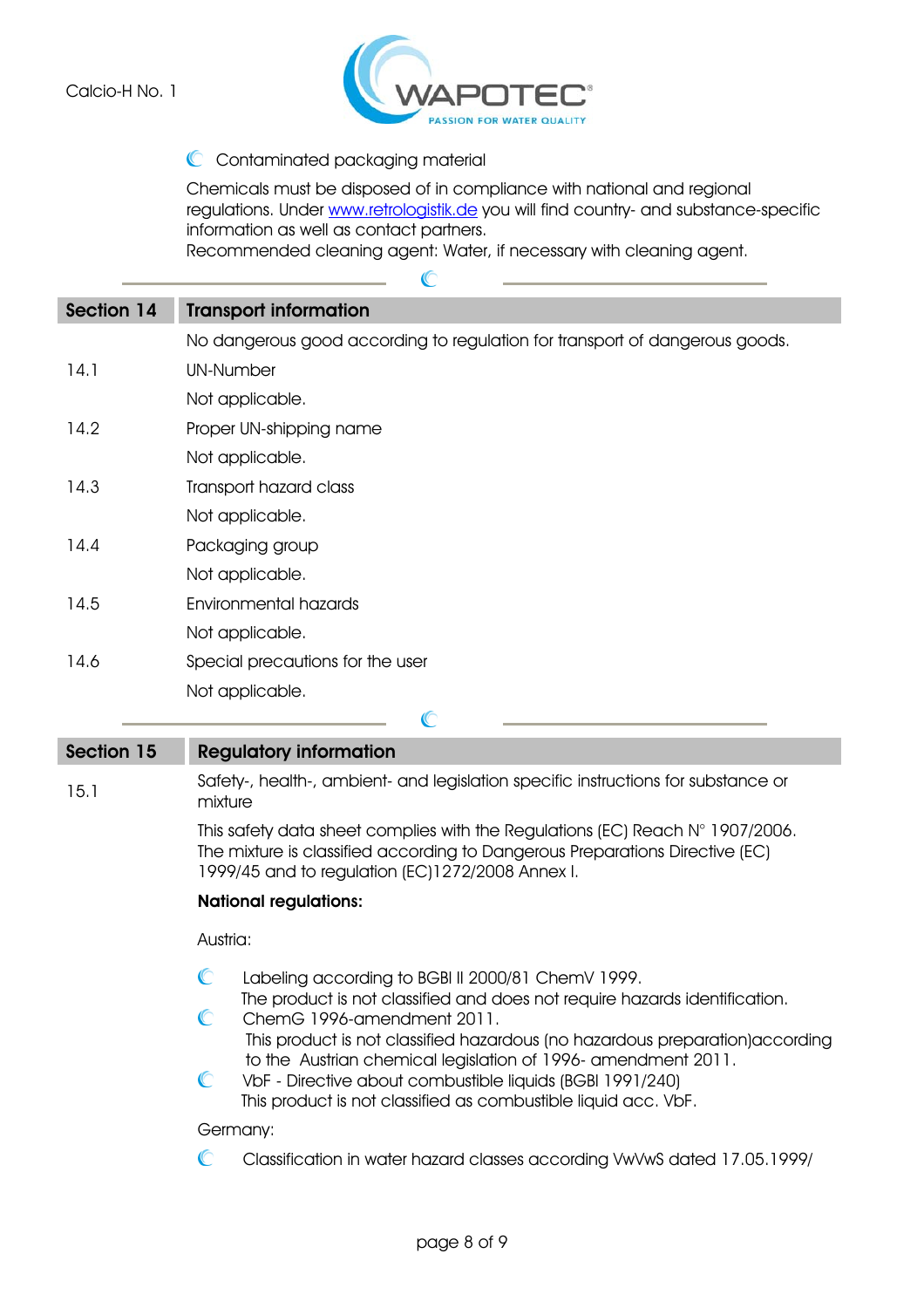- Contaminated packaging material

Chemicals must be disposed of in compliance with national and regional regulations. Under [www.retrologistik.de](http://www.retrologistik.de) you will find country- and substance-specific information as well as contact partners.
Recommended cleaning agent: Water, if necessary with cleaning agent.

## Section 14 Transport information

No dangerous good according to regulation for transport of dangerous goods.

**14.1** UN-Number

Not applicable.

**14.2** Proper UN-shipping name

Not applicable.

**14.3** Transport hazard class

Not applicable.

**14.4** Packaging group

Not applicable.

**14.5** Environmental hazards

Not applicable.

**14.6** Special precautions for the user

Not applicable.

## Section 15 Regulatory information

**15.1** Safety-, health-, ambient- and legislation specific instructions for substance or mixture

This safety data sheet complies with the Regulations (EC) Reach N° 1907/2006. The mixture is classified according to Dangerous Preparations Directive (EC) 1999/45 and to regulation (EC)1272/2008 Annex I.

**National regulations:**

Austria:

- Labeling according to BGBl II 2000/81 ChemV 1999.
  The product is not classified and does not require hazards identification.
- ChemG 1996-amendment 2011.
  This product is not classified hazardous (no hazardous preparation)according to the Austrian chemical legislation of 1996- amendment 2011.
- VbF - Directive about combustible liquids (BGBl 1991/240)
  This product is not classified as combustible liquid acc. VbF.

Germany:

- Classification in water hazard classes according VwVwS dated 17.05.1999/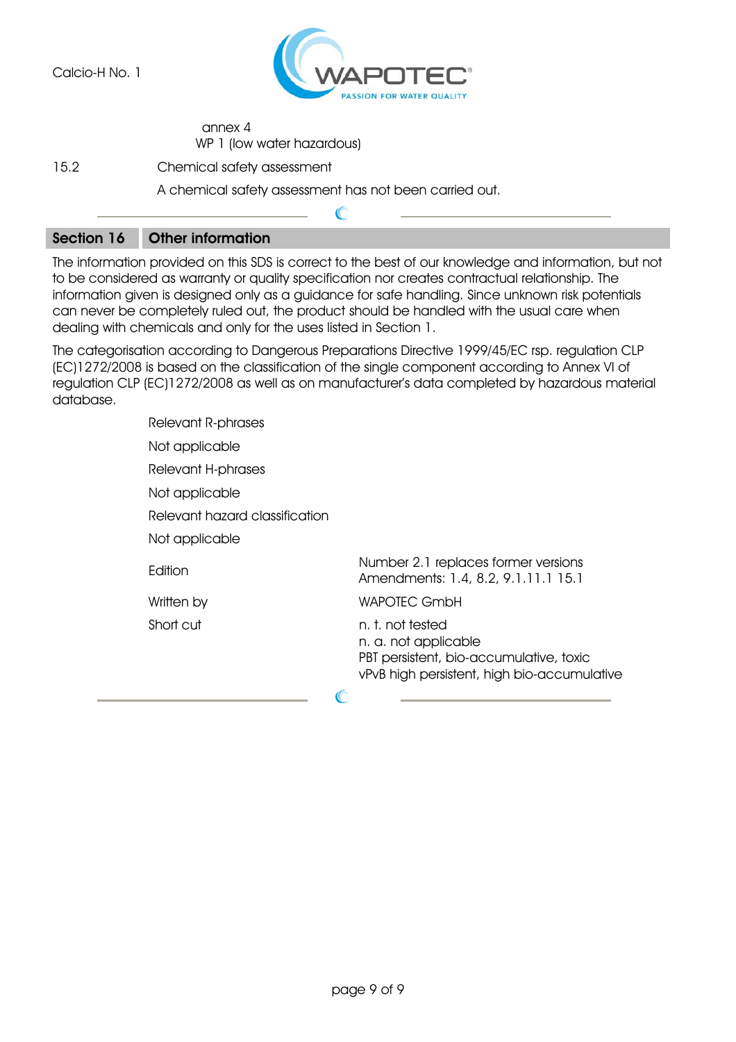annex 4
WP 1 (low water hazardous)

15.2 Chemical safety assessment

A chemical safety assessment has not been carried out.

## Section 16 Other information

The information provided on this SDS is correct to the best of our knowledge and information, but not to be considered as warranty or quality specification nor creates contractual relationship. The information given is designed only as a guidance for safe handling. Since unknown risk potentials can never be completely ruled out, the product should be handled with the usual care when dealing with chemicals and only for the uses listed in Section 1.

The categorisation according to Dangerous Preparations Directive 1999/45/EC rsp. regulation CLP (EC)1272/2008 is based on the classification of the single component according to Annex VI of regulation CLP (EC)1272/2008 as well as on manufacturer's data completed by hazardous material database.

Relevant R-phrases

Not applicable

Relevant H-phrases

Not applicable

Relevant hazard classification

Not applicable

| | |
|---|---|
| Edition | Number 2.1 replaces former versions<br>Amendments: 1.4, 8.2, 9.1.11.1 15.1 |
| Written by | WAPOTEC GmbH |
| Short cut | n. t. not tested<br>n. a. not applicable<br>PBT persistent, bio-accumulative, toxic<br>vPvB high persistent, high bio-accumulative |